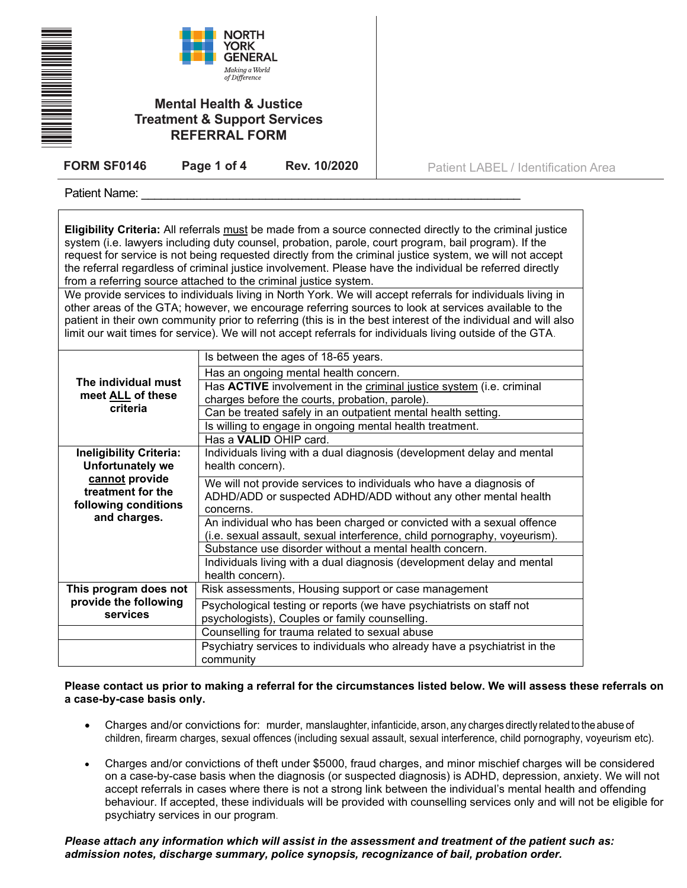NORTH YORK GENERAL

*Making a World of Difference*

# Mental Health & Justice Treatment & Support Services REFERRAL FORM

**FORM SF0146** **Page 1 of 4** **Rev. 10/2020**

Patient LABEL / Identification Area

Patient Name: ___________________________________________________________

**Eligibility Criteria:** All referrals must be made from a source connected directly to the criminal justice system (i.e. lawyers including duty counsel, probation, parole, court program, bail program). If the request for service is not being requested directly from the criminal justice system, we will not accept the referral regardless of criminal justice involvement. Please have the individual be referred directly from a referring source attached to the criminal justice system.

We provide services to individuals living in North York. We will accept referrals for individuals living in other areas of the GTA; however, we encourage referring sources to look at services available to the patient in their own community prior to referring (this is in the best interest of the individual and will also limit our wait times for service). We will not accept referrals for individuals living outside of the GTA.

| | |
|---|---|
| **The individual must meet ALL of these criteria** | Is between the ages of 18-65 years. |
| | Has an ongoing mental health concern. |
| | Has **ACTIVE** involvement in the criminal justice system (i.e. criminal charges before the courts, probation, parole). |
| | Can be treated safely in an outpatient mental health setting. |
| | Is willing to engage in ongoing mental health treatment. |
| | Has a **VALID** OHIP card. |
| **Ineligibility Criteria: Unfortunately we cannot provide treatment for the following conditions and charges.** | Individuals living with a dual diagnosis (development delay and mental health concern). |
| | We will not provide services to individuals who have a diagnosis of ADHD/ADD or suspected ADHD/ADD without any other mental health concerns. |
| | An individual who has been charged or convicted with a sexual offence (i.e. sexual assault, sexual interference, child pornography, voyeurism). |
| | Substance use disorder without a mental health concern. |
| | Individuals living with a dual diagnosis (development delay and mental health concern). |
| **This program does not provide the following services** | Risk assessments, Housing support or case management |
| | Psychological testing or reports (we have psychiatrists on staff not psychologists), Couples or family counselling. |
| | Counselling for trauma related to sexual abuse |
| | Psychiatry services to individuals who already have a psychiatrist in the community |

**Please contact us prior to making a referral for the circumstances listed below. We will assess these referrals on a case-by-case basis only.**

- Charges and/or convictions for: murder, manslaughter, infanticide, arson, any charges directly related to the abuse of children, firearm charges, sexual offences (including sexual assault, sexual interference, child pornography, voyeurism etc).
- Charges and/or convictions of theft under $5000, fraud charges, and minor mischief charges will be considered on a case-by-case basis when the diagnosis (or suspected diagnosis) is ADHD, depression, anxiety. We will not accept referrals in cases where there is not a strong link between the individual's mental health and offending behaviour. If accepted, these individuals will be provided with counselling services only and will not be eligible for psychiatry services in our program.

***Please attach any information which will assist in the assessment and treatment of the patient such as: admission notes, discharge summary, police synopsis, recognizance of bail, probation order.***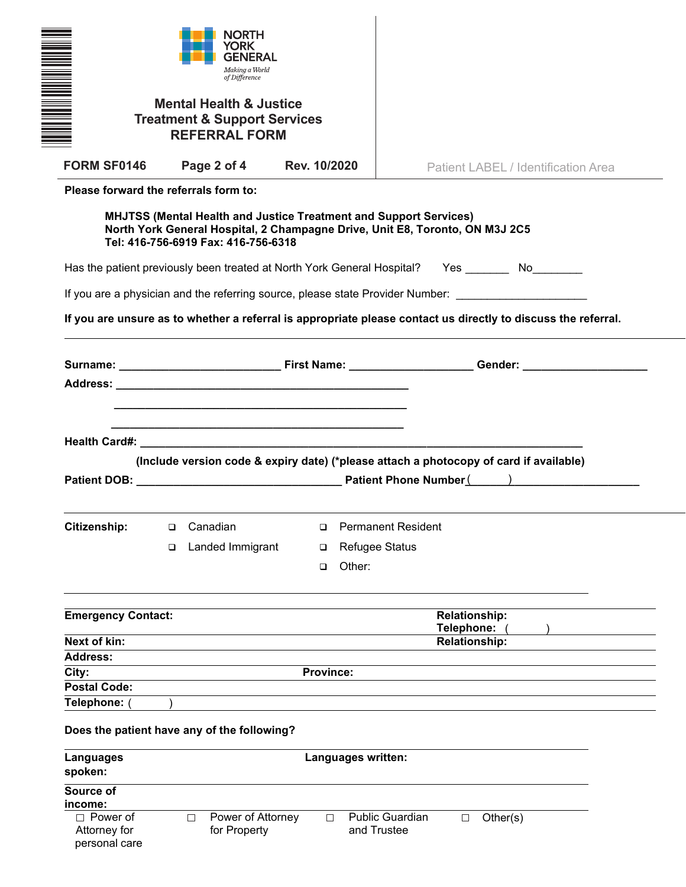**NORTH YORK GENERAL**

*Making a World of Difference*

# Mental Health & Justice Treatment & Support Services REFERRAL FORM

**FORM SF0146** **Rev. 10/2020**

Patient LABEL / Identification Area

**Please forward the referrals form to:**

**MHJTSS (Mental Health and Justice Treatment and Support Services)**
**North York General Hospital, 2 Champagne Drive, Unit E8, Toronto, ON M3J 2C5**
**Tel: 416-756-6919 Fax: 416-756-6318**

Has the patient previously been treated at North York General Hospital? Yes _______ No________

If you are a physician and the referring source, please state Provider Number: _____________________

**If you are unsure as to whether a referral is appropriate please contact us directly to discuss the referral.**

---

**Surname:** _________________________ **First Name:** ___________________ **Gender:** ___________________

**Address:** _______________________________________________

_______________________________________________

_______________________________________________

**Health Card#:** _______________________________________________________________________

**(Include version code & expiry date) (*please attach a photocopy of card if available)**

**Patient DOB:** ________________________________ **Patient Phone Number** (______)____________________

---

**Citizenship:**

- ❑ Canadian
- ❑ Permanent Resident
- ❑ Landed Immigrant
- ❑ Refugee Status
- ❑ Other:

---

| | |
|---|---|
| **Emergency Contact:** | **Relationship:** **Telephone:** ( ) |
| **Next of kin:** | **Relationship:** |
| **Address:** | |
| **City:** | **Province:** |
| **Postal Code:** | |
| **Telephone:** ( ) | |

**Does the patient have any of the following?**

| | |
|---|---|
| **Languages spoken:** | **Languages written:** |
| **Source of income:** | |

☐ Power of Attorney for personal care ☐ Power of Attorney for Property ☐ Public Guardian and Trustee ☐ Other(s)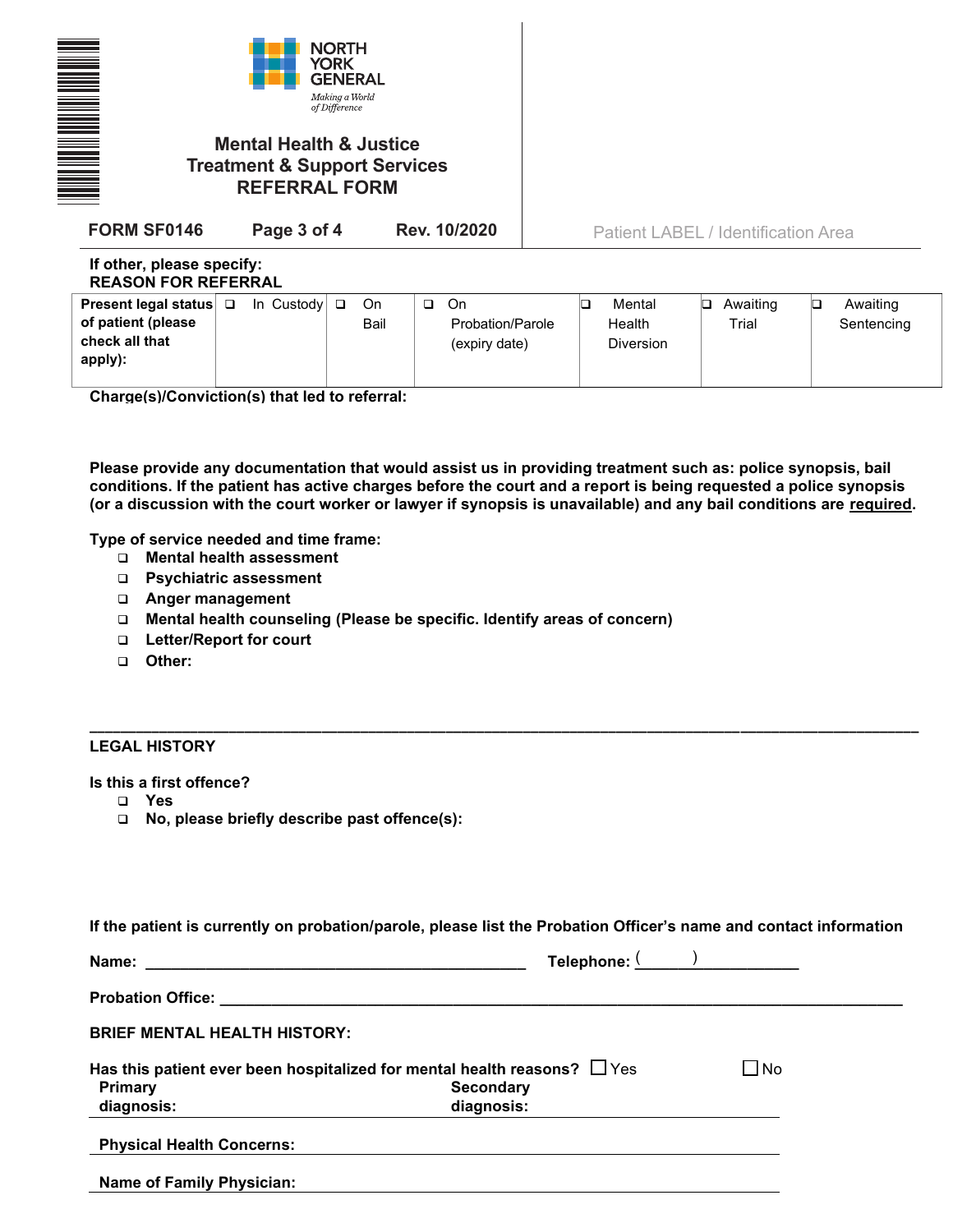NORTH YORK GENERAL
*Making a World of Difference*

# Mental Health & Justice Treatment & Support Services REFERRAL FORM

**FORM SF0146** **Page 3 of 4** **Rev. 10/2020**

Patient LABEL / Identification Area

**If other, please specify:**

**REASON FOR REFERRAL**

| **Present legal status of patient (please check all that apply):** | ❑ In Custody | ❑ On Bail | ❑ On Probation/Parole (expiry date) | ❑ Mental Health Diversion | ❑ Awaiting Trial | ❑ Awaiting Sentencing |
|---|---|---|---|---|---|---|

**Charge(s)/Conviction(s) that led to referral:**

**Please provide any documentation that would assist us in providing treatment such as: police synopsis, bail conditions. If the patient has active charges before the court and a report is being requested a police synopsis (or a discussion with the court worker or lawyer if synopsis is unavailable) and any bail conditions are <u>required</u>.**

**Type of service needed and time frame:**

- ❑ **Mental health assessment**
- ❑ **Psychiatric assessment**
- ❑ **Anger management**
- ❑ **Mental health counseling (Please be specific. Identify areas of concern)**
- ❑ **Letter/Report for court**
- ❑ **Other:**

---

**LEGAL HISTORY**

**Is this a first offence?**

- ❑ **Yes**
- ❑ **No, please briefly describe past offence(s):**

**If the patient is currently on probation/parole, please list the Probation Officer's name and contact information**

**Name:** ____________________________________________ **Telephone:** (      ) __________________

**Probation Office:** ____________________________________________________________________________

**BRIEF MENTAL HEALTH HISTORY:**

**Has this patient ever been hospitalized for mental health reasons?** ☐ Yes ☐ No

**Primary diagnosis:** **Secondary diagnosis:**

**Physical Health Concerns:**

**Name of Family Physician:**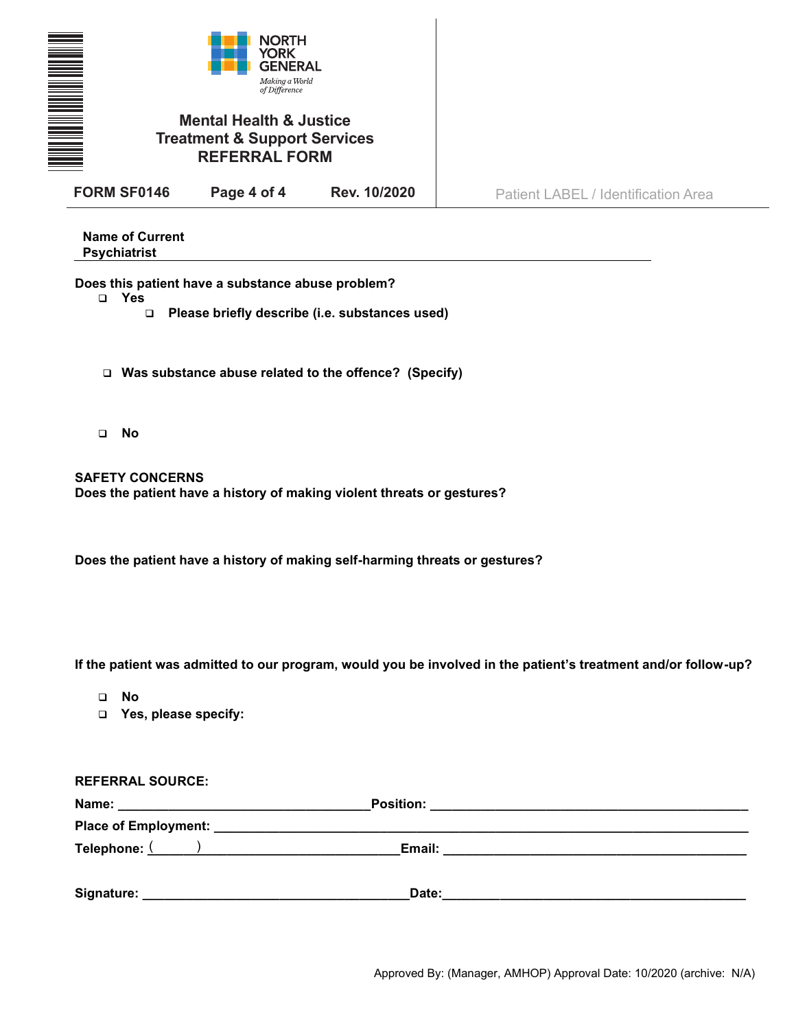NORTH YORK GENERAL

*Making a World of Difference*

**Mental Health & Justice Treatment & Support Services REFERRAL FORM**

**FORM SF0146** **Page 4 of 4** **Rev. 10/2020**

Patient LABEL / Identification Area

**Name of Current Psychiatrist** ____________________________________________

**Does this patient have a substance abuse problem?**

- ☐ **Yes**
  - ☐ **Please briefly describe (i.e. substances used)**

- ☐ **Was substance abuse related to the offence? (Specify)**

- ☐ **No**

**SAFETY CONCERNS**

**Does the patient have a history of making violent threats or gestures?**

**Does the patient have a history of making self-harming threats or gestures?**

**If the patient was admitted to our program, would you be involved in the patient's treatment and/or follow-up?**

- ☐ **No**
- ☐ **Yes, please specify:**

**REFERRAL SOURCE:**

**Name:** ______________________________ **Position:** ______________________________

**Place of Employment:** ______________________________________________________

**Telephone:** (      ) ______________________________ **Email:** ______________________________

**Signature:** ______________________________ **Date:** ______________________________

Approved By: (Manager, AMHOP) Approval Date: 10/2020 (archive: N/A)